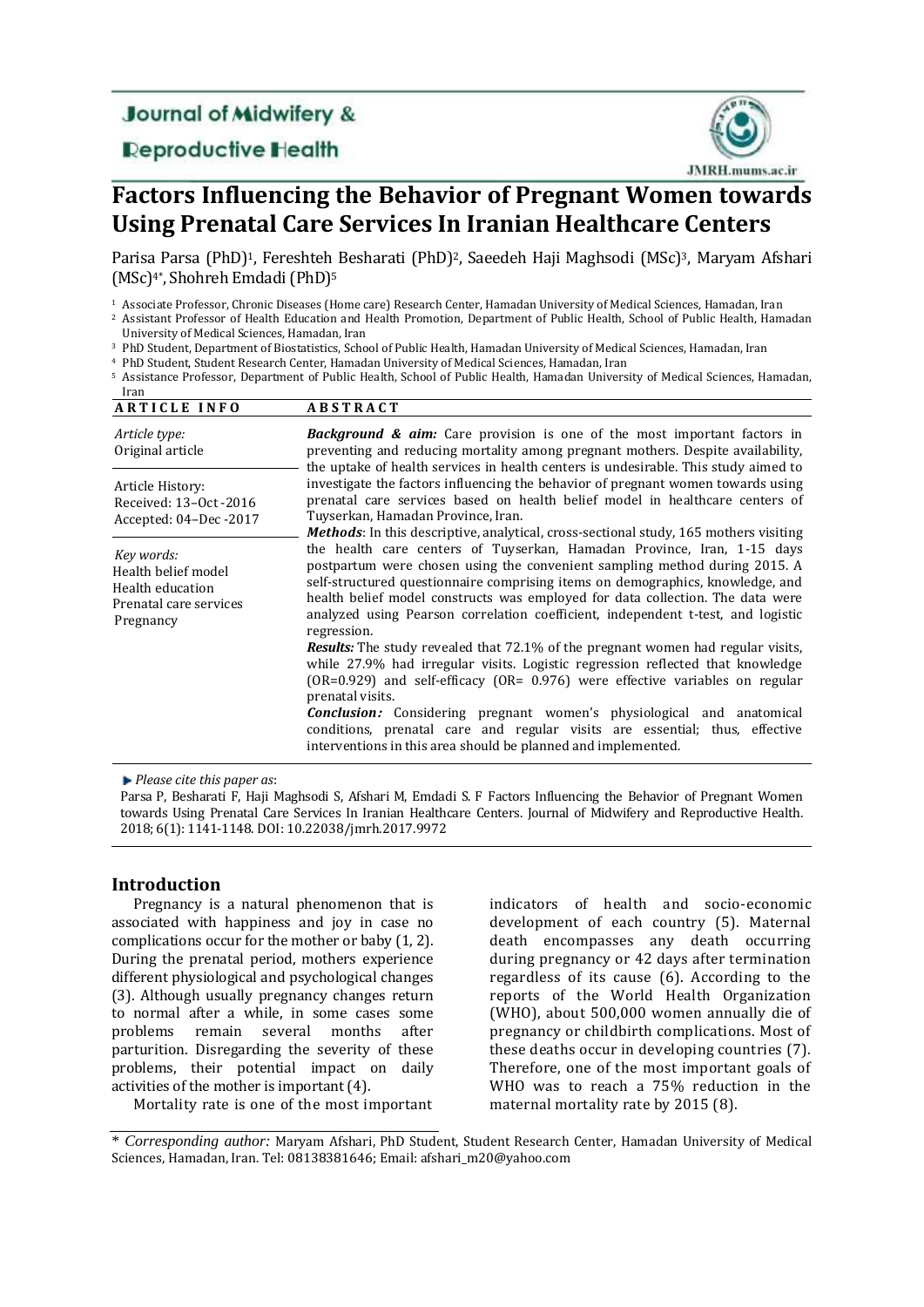Journal of Midwifery & Reproductive Health

JMRH.mums.ac.ir

# Factors Influencing the Behavior of Pregnant Women towards Using Prenatal Care Services In Iranian Healthcare Centers

Parisa Parsa (PhD)[1], Fereshteh Besharati (PhD)[2], Saeedeh Haji Maghsodi (MSc)[3], Maryam Afshari (MSc)[4*], Shohreh Emdadi (PhD)[5]

[1] Associate Professor, Chronic Diseases (Home care) Research Center, Hamadan University of Medical Sciences, Hamadan, Iran
[2] Assistant Professor of Health Education and Health Promotion, Department of Public Health, School of Public Health, Hamadan University of Medical Sciences, Hamadan, Iran
[3] PhD Student, Department of Biostatistics, School of Public Health, Hamadan University of Medical Sciences, Hamadan, Iran
[4] PhD Student, Student Research Center, Hamadan University of Medical Sciences, Hamadan, Iran
[5] Assistance Professor, Department of Public Health, School of Public Health, Hamadan University of Medical Sciences, Hamadan, Iran

**ARTICLE INFO**

*Article type:*
Original article

Article History:
Received: 13–Oct -2016
Accepted: 04–Dec -2017

*Key words:*
Health belief model
Health education
Prenatal care services
Pregnancy

**ABSTRACT**

***Background & aim:*** Care provision is one of the most important factors in preventing and reducing mortality among pregnant mothers. Despite availability, the uptake of health services in health centers is undesirable. This study aimed to investigate the factors influencing the behavior of pregnant women towards using prenatal care services based on health belief model in healthcare centers of Tuyserkan, Hamadan Province, Iran.

***Methods***: In this descriptive, analytical, cross-sectional study, 165 mothers visiting the health care centers of Tuyserkan, Hamadan Province, Iran, 1-15 days postpartum were chosen using the convenient sampling method during 2015. A self-structured questionnaire comprising items on demographics, knowledge, and health belief model constructs was employed for data collection. The data were analyzed using Pearson correlation coefficient, independent t-test, and logistic regression.

***Results:*** The study revealed that 72.1% of the pregnant women had regular visits, while 27.9% had irregular visits. Logistic regression reflected that knowledge (OR=0.929) and self-efficacy (OR= 0.976) were effective variables on regular prenatal visits.

***Conclusion:*** Considering pregnant women's physiological and anatomical conditions, prenatal care and regular visits are essential; thus, effective interventions in this area should be planned and implemented.

*Please cite this paper as*:
Parsa P, Besharati F, Haji Maghsodi S, Afshari M, Emdadi S. F Factors Influencing the Behavior of Pregnant Women towards Using Prenatal Care Services In Iranian Healthcare Centers. Journal of Midwifery and Reproductive Health. 2018; 6(1): 1141-1148. DOI: 10.22038/jmrh.2017.9972

## Introduction

Pregnancy is a natural phenomenon that is associated with happiness and joy in case no complications occur for the mother or baby (1, 2). During the prenatal period, mothers experience different physiological and psychological changes (3). Although usually pregnancy changes return to normal after a while, in some cases some problems remain several months after parturition. Disregarding the severity of these problems, their potential impact on daily activities of the mother is important (4).

Mortality rate is one of the most important indicators of health and socio-economic development of each country (5). Maternal death encompasses any death occurring during pregnancy or 42 days after termination regardless of its cause (6). According to the reports of the World Health Organization (WHO), about 500,000 women annually die of pregnancy or childbirth complications. Most of these deaths occur in developing countries (7). Therefore, one of the most important goals of WHO was to reach a 75% reduction in the maternal mortality rate by 2015 (8).

\* *Corresponding author:* Maryam Afshari, PhD Student, Student Research Center, Hamadan University of Medical Sciences, Hamadan, Iran. Tel: 08138381646; Email: afshari_m20@yahoo.com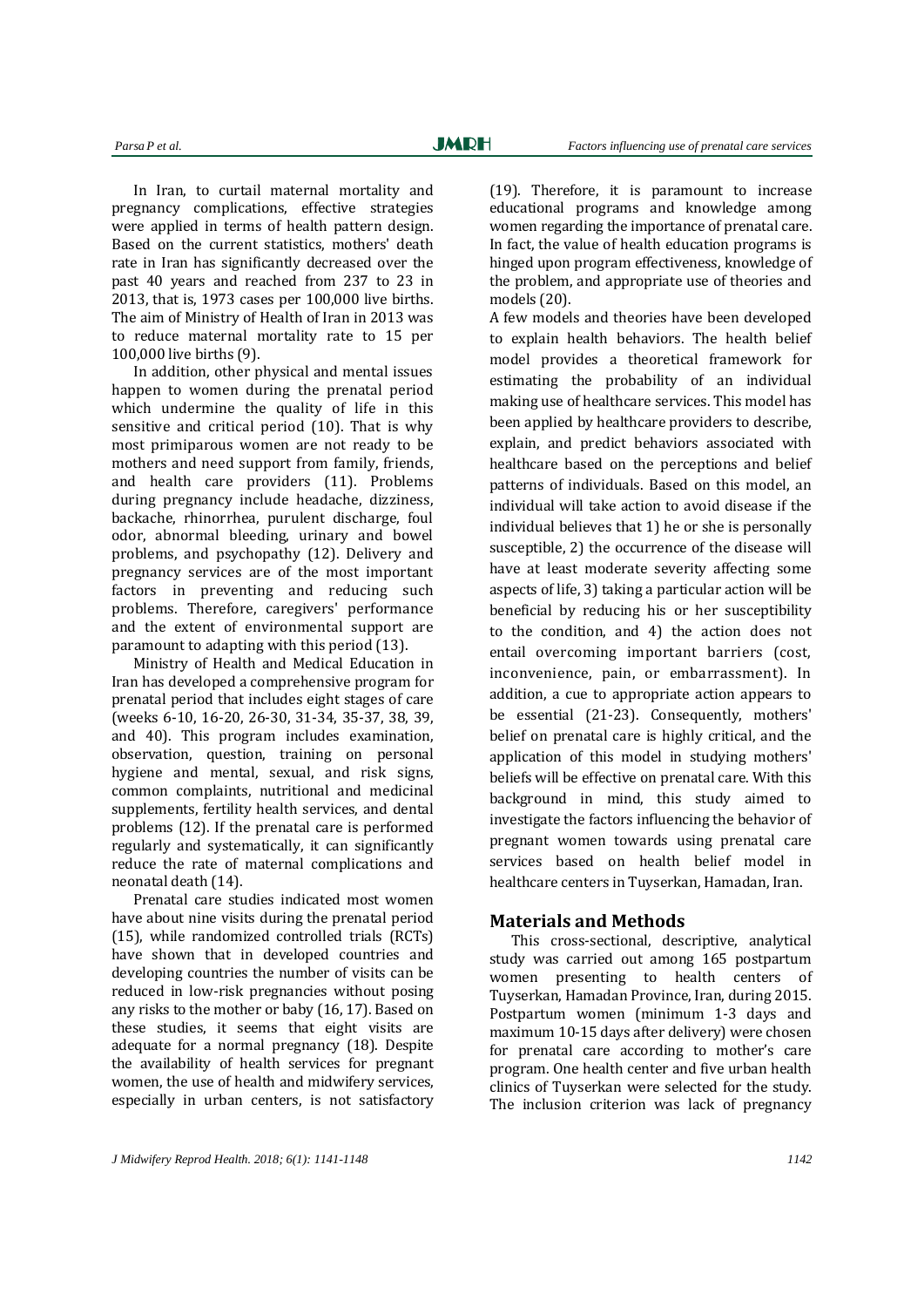In Iran, to curtail maternal mortality and pregnancy complications, effective strategies were applied in terms of health pattern design. Based on the current statistics, mothers' death rate in Iran has significantly decreased over the past 40 years and reached from 237 to 23 in 2013, that is, 1973 cases per 100,000 live births. The aim of Ministry of Health of Iran in 2013 was to reduce maternal mortality rate to 15 per 100,000 live births (9).

In addition, other physical and mental issues happen to women during the prenatal period which undermine the quality of life in this sensitive and critical period (10). That is why most primiparous women are not ready to be mothers and need support from family, friends, and health care providers (11). Problems during pregnancy include headache, dizziness, backache, rhinorrhea, purulent discharge, foul odor, abnormal bleeding, urinary and bowel problems, and psychopathy (12). Delivery and pregnancy services are of the most important factors in preventing and reducing such problems. Therefore, caregivers' performance and the extent of environmental support are paramount to adapting with this period (13).

Ministry of Health and Medical Education in Iran has developed a comprehensive program for prenatal period that includes eight stages of care (weeks 6-10, 16-20, 26-30, 31-34, 35-37, 38, 39, and 40). This program includes examination, observation, question, training on personal hygiene and mental, sexual, and risk signs, common complaints, nutritional and medicinal supplements, fertility health services, and dental problems (12). If the prenatal care is performed regularly and systematically, it can significantly reduce the rate of maternal complications and neonatal death (14).

Prenatal care studies indicated most women have about nine visits during the prenatal period (15), while randomized controlled trials (RCTs) have shown that in developed countries and developing countries the number of visits can be reduced in low-risk pregnancies without posing any risks to the mother or baby (16, 17). Based on these studies, it seems that eight visits are adequate for a normal pregnancy (18). Despite the availability of health services for pregnant women, the use of health and midwifery services, especially in urban centers, is not satisfactory (19). Therefore, it is paramount to increase educational programs and knowledge among women regarding the importance of prenatal care. In fact, the value of health education programs is hinged upon program effectiveness, knowledge of the problem, and appropriate use of theories and models (20).

A few models and theories have been developed to explain health behaviors. The health belief model provides a theoretical framework for estimating the probability of an individual making use of healthcare services. This model has been applied by healthcare providers to describe, explain, and predict behaviors associated with healthcare based on the perceptions and belief patterns of individuals. Based on this model, an individual will take action to avoid disease if the individual believes that 1) he or she is personally susceptible, 2) the occurrence of the disease will have at least moderate severity affecting some aspects of life, 3) taking a particular action will be beneficial by reducing his or her susceptibility to the condition, and 4) the action does not entail overcoming important barriers (cost, inconvenience, pain, or embarrassment). In addition, a cue to appropriate action appears to be essential (21-23). Consequently, mothers' belief on prenatal care is highly critical, and the application of this model in studying mothers' beliefs will be effective on prenatal care. With this background in mind, this study aimed to investigate the factors influencing the behavior of pregnant women towards using prenatal care services based on health belief model in healthcare centers in Tuyserkan, Hamadan, Iran.

## Materials and Methods

This cross-sectional, descriptive, analytical study was carried out among 165 postpartum women presenting to health centers of Tuyserkan, Hamadan Province, Iran, during 2015. Postpartum women (minimum 1-3 days and maximum 10-15 days after delivery) were chosen for prenatal care according to mother's care program. One health center and five urban health clinics of Tuyserkan were selected for the study. The inclusion criterion was lack of pregnancy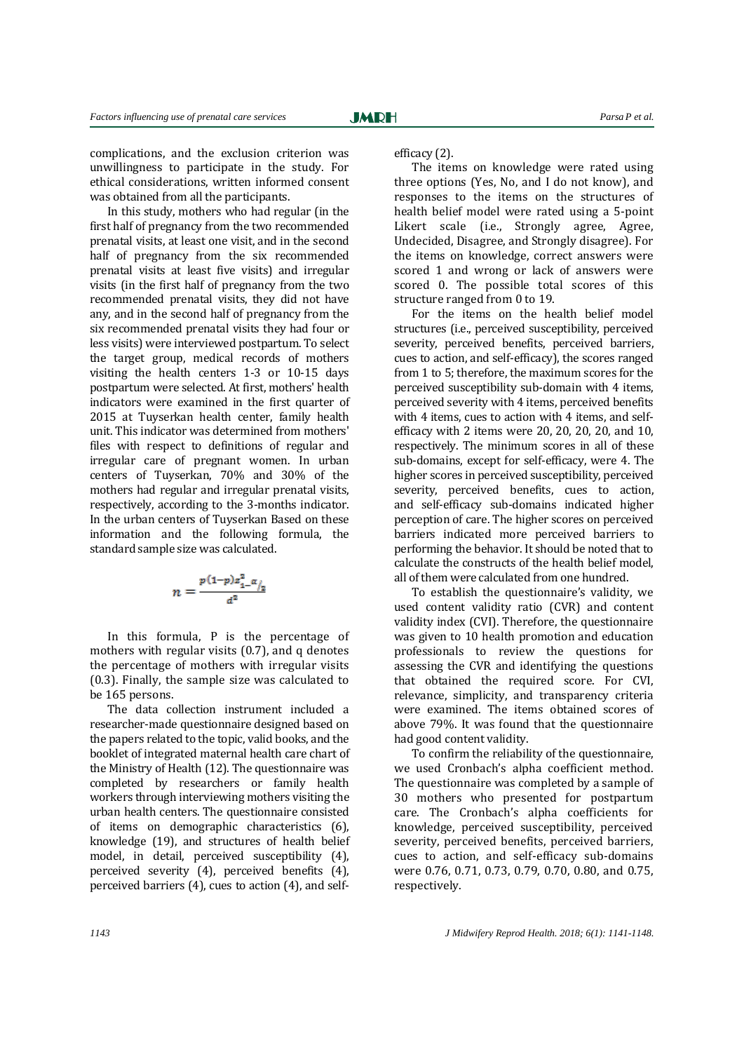complications, and the exclusion criterion was unwillingness to participate in the study. For ethical considerations, written informed consent was obtained from all the participants.

In this study, mothers who had regular (in the first half of pregnancy from the two recommended prenatal visits, at least one visit, and in the second half of pregnancy from the six recommended prenatal visits at least five visits) and irregular visits (in the first half of pregnancy from the two recommended prenatal visits, they did not have any, and in the second half of pregnancy from the six recommended prenatal visits they had four or less visits) were interviewed postpartum. To select the target group, medical records of mothers visiting the health centers 1-3 or 10-15 days postpartum were selected. At first, mothers' health indicators were examined in the first quarter of 2015 at Tuyserkan health center, family health unit. This indicator was determined from mothers' files with respect to definitions of regular and irregular care of pregnant women. In urban centers of Tuyserkan, 70% and 30% of the mothers had regular and irregular prenatal visits, respectively, according to the 3-months indicator. In the urban centers of Tuyserkan Based on these information and the following formula, the standard sample size was calculated.

$$n = \frac{p(1-p)z^2_{1-\alpha/2}}{d^2}$$

In this formula, P is the percentage of mothers with regular visits (0.7), and q denotes the percentage of mothers with irregular visits (0.3). Finally, the sample size was calculated to be 165 persons.

The data collection instrument included a researcher-made questionnaire designed based on the papers related to the topic, valid books, and the booklet of integrated maternal health care chart of the Ministry of Health (12). The questionnaire was completed by researchers or family health workers through interviewing mothers visiting the urban health centers. The questionnaire consisted of items on demographic characteristics (6), knowledge (19), and structures of health belief model, in detail, perceived susceptibility (4), perceived severity (4), perceived benefits (4), perceived barriers (4), cues to action (4), and self-efficacy (2).

The items on knowledge were rated using three options (Yes, No, and I do not know), and responses to the items on the structures of health belief model were rated using a 5-point Likert scale (i.e., Strongly agree, Agree, Undecided, Disagree, and Strongly disagree). For the items on knowledge, correct answers were scored 1 and wrong or lack of answers were scored 0. The possible total scores of this structure ranged from 0 to 19.

For the items on the health belief model structures (i.e., perceived susceptibility, perceived severity, perceived benefits, perceived barriers, cues to action, and self-efficacy), the scores ranged from 1 to 5; therefore, the maximum scores for the perceived susceptibility sub-domain with 4 items, perceived severity with 4 items, perceived benefits with 4 items, cues to action with 4 items, and self-efficacy with 2 items were 20, 20, 20, 20, and 10, respectively. The minimum scores in all of these sub-domains, except for self-efficacy, were 4. The higher scores in perceived susceptibility, perceived severity, perceived benefits, cues to action, and self-efficacy sub-domains indicated higher perception of care. The higher scores on perceived barriers indicated more perceived barriers to performing the behavior. It should be noted that to calculate the constructs of the health belief model, all of them were calculated from one hundred.

To establish the questionnaire's validity, we used content validity ratio (CVR) and content validity index (CVI). Therefore, the questionnaire was given to 10 health promotion and education professionals to review the questions for assessing the CVR and identifying the questions that obtained the required score. For CVI, relevance, simplicity, and transparency criteria were examined. The items obtained scores of above 79%. It was found that the questionnaire had good content validity.

To confirm the reliability of the questionnaire, we used Cronbach's alpha coefficient method. The questionnaire was completed by a sample of 30 mothers who presented for postpartum care. The Cronbach's alpha coefficients for knowledge, perceived susceptibility, perceived severity, perceived benefits, perceived barriers, cues to action, and self-efficacy sub-domains were 0.76, 0.71, 0.73, 0.79, 0.70, 0.80, and 0.75, respectively.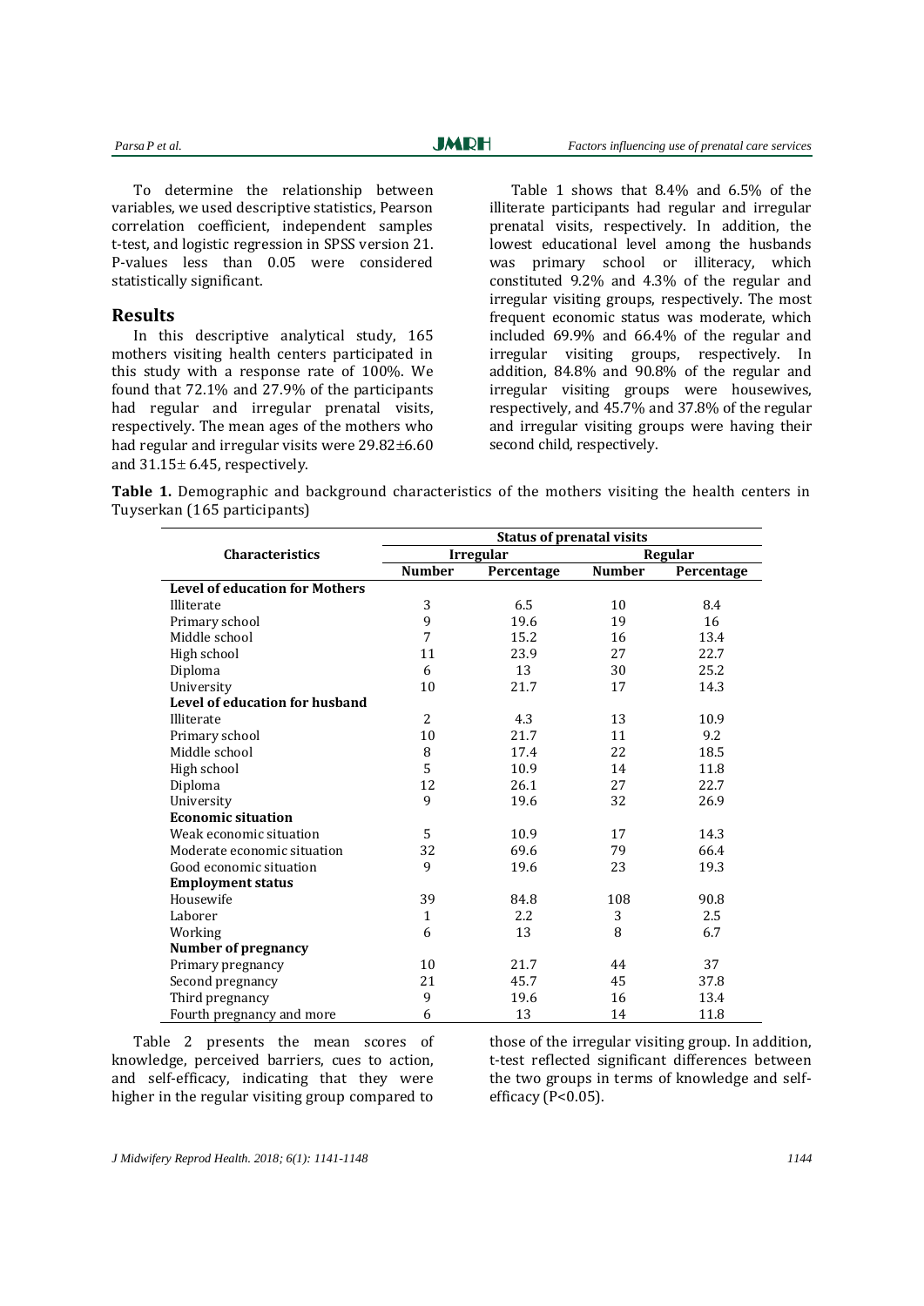To determine the relationship between variables, we used descriptive statistics, Pearson correlation coefficient, independent samples t-test, and logistic regression in SPSS version 21. P-values less than 0.05 were considered statistically significant.

## Results

In this descriptive analytical study, 165 mothers visiting health centers participated in this study with a response rate of 100%. We found that 72.1% and 27.9% of the participants had regular and irregular prenatal visits, respectively. The mean ages of the mothers who had regular and irregular visits were 29.82±6.60 and 31.15± 6.45, respectively.

Table 1 shows that 8.4% and 6.5% of the illiterate participants had regular and irregular prenatal visits, respectively. In addition, the lowest educational level among the husbands was primary school or illiteracy, which constituted 9.2% and 4.3% of the regular and irregular visiting groups, respectively. The most frequent economic status was moderate, which included 69.9% and 66.4% of the regular and irregular visiting groups, respectively. In addition, 84.8% and 90.8% of the regular and irregular visiting groups were housewives, respectively, and 45.7% and 37.8% of the regular and irregular visiting groups were having their second child, respectively.

**Table 1.** Demographic and background characteristics of the mothers visiting the health centers in Tuyserkan (165 participants)

| Characteristics | Status of prenatal visits | | | |
|---|---|---|---|---|
| | Irregular | | Regular | |
| | Number | Percentage | Number | Percentage |
| **Level of education for Mothers** | | | | |
| Illiterate | 3 | 6.5 | 10 | 8.4 |
| Primary school | 9 | 19.6 | 19 | 16 |
| Middle school | 7 | 15.2 | 16 | 13.4 |
| High school | 11 | 23.9 | 27 | 22.7 |
| Diploma | 6 | 13 | 30 | 25.2 |
| University | 10 | 21.7 | 17 | 14.3 |
| **Level of education for husband** | | | | |
| Illiterate | 2 | 4.3 | 13 | 10.9 |
| Primary school | 10 | 21.7 | 11 | 9.2 |
| Middle school | 8 | 17.4 | 22 | 18.5 |
| High school | 5 | 10.9 | 14 | 11.8 |
| Diploma | 12 | 26.1 | 27 | 22.7 |
| University | 9 | 19.6 | 32 | 26.9 |
| **Economic situation** | | | | |
| Weak economic situation | 5 | 10.9 | 17 | 14.3 |
| Moderate economic situation | 32 | 69.6 | 79 | 66.4 |
| Good economic situation | 9 | 19.6 | 23 | 19.3 |
| **Employment status** | | | | |
| Housewife | 39 | 84.8 | 108 | 90.8 |
| Laborer | 1 | 2.2 | 3 | 2.5 |
| Working | 6 | 13 | 8 | 6.7 |
| **Number of pregnancy** | | | | |
| Primary pregnancy | 10 | 21.7 | 44 | 37 |
| Second pregnancy | 21 | 45.7 | 45 | 37.8 |
| Third pregnancy | 9 | 19.6 | 16 | 13.4 |
| Fourth pregnancy and more | 6 | 13 | 14 | 11.8 |

Table 2 presents the mean scores of knowledge, perceived barriers, cues to action, and self-efficacy, indicating that they were higher in the regular visiting group compared to those of the irregular visiting group. In addition, t-test reflected significant differences between the two groups in terms of knowledge and self-efficacy ($P<0.05$).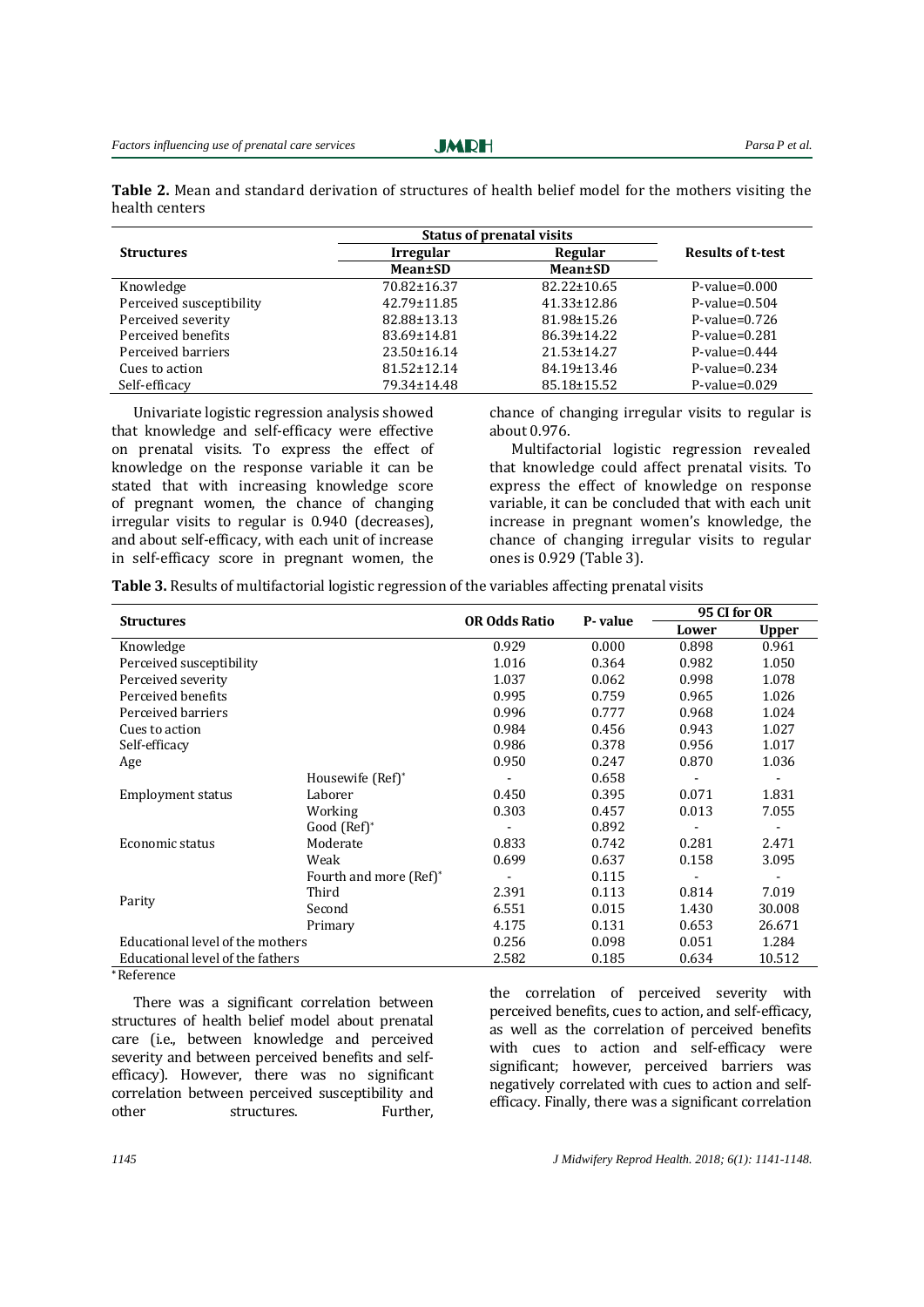**Table 2.** Mean and standard derivation of structures of health belief model for the mothers visiting the health centers

| Structures | Status of prenatal visits | | Results of t-test |
|---|---|---|---|
| | Irregular | Regular | |
| | Mean±SD | Mean±SD | |
| Knowledge | 70.82±16.37 | 82.22±10.65 | P-value=0.000 |
| Perceived susceptibility | 42.79±11.85 | 41.33±12.86 | P-value=0.504 |
| Perceived severity | 82.88±13.13 | 81.98±15.26 | P-value=0.726 |
| Perceived benefits | 83.69±14.81 | 86.39±14.22 | P-value=0.281 |
| Perceived barriers | 23.50±16.14 | 21.53±14.27 | P-value=0.444 |
| Cues to action | 81.52±12.14 | 84.19±13.46 | P-value=0.234 |
| Self-efficacy | 79.34±14.48 | 85.18±15.52 | P-value=0.029 |

Univariate logistic regression analysis showed that knowledge and self-efficacy were effective on prenatal visits. To express the effect of knowledge on the response variable it can be stated that with increasing knowledge score of pregnant women, the chance of changing irregular visits to regular is 0.940 (decreases), and about self-efficacy, with each unit of increase in self-efficacy score in pregnant women, the chance of changing irregular visits to regular is about 0.976.

Multifactorial logistic regression revealed that knowledge could affect prenatal visits. To express the effect of knowledge on response variable, it can be concluded that with each unit increase in pregnant women's knowledge, the chance of changing irregular visits to regular ones is 0.929 (Table 3).

**Table 3.** Results of multifactorial logistic regression of the variables affecting prenatal visits

| Structures | | OR Odds Ratio | P- value | 95 CI for OR | |
|---|---|---|---|---|---|
| | | | | Lower | Upper |
| Knowledge | | 0.929 | 0.000 | 0.898 | 0.961 |
| Perceived susceptibility | | 1.016 | 0.364 | 0.982 | 1.050 |
| Perceived severity | | 1.037 | 0.062 | 0.998 | 1.078 |
| Perceived benefits | | 0.995 | 0.759 | 0.965 | 1.026 |
| Perceived barriers | | 0.996 | 0.777 | 0.968 | 1.024 |
| Cues to action | | 0.984 | 0.456 | 0.943 | 1.027 |
| Self-efficacy | | 0.986 | 0.378 | 0.956 | 1.017 |
| Age | | 0.950 | 0.247 | 0.870 | 1.036 |
| Employment status | Housewife (Ref)* | - | 0.658 | - | - |
| | Laborer | 0.450 | 0.395 | 0.071 | 1.831 |
| | Working | 0.303 | 0.457 | 0.013 | 7.055 |
| Economic status | Good (Ref)* | - | 0.892 | - | - |
| | Moderate | 0.833 | 0.742 | 0.281 | 2.471 |
| | Weak | 0.699 | 0.637 | 0.158 | 3.095 |
| Parity | Fourth and more (Ref)* | - | 0.115 | - | - |
| | Third | 2.391 | 0.113 | 0.814 | 7.019 |
| | Second | 6.551 | 0.015 | 1.430 | 30.008 |
| | Primary | 4.175 | 0.131 | 0.653 | 26.671 |
| Educational level of the mothers | | 0.256 | 0.098 | 0.051 | 1.284 |
| Educational level of the fathers | | 2.582 | 0.185 | 0.634 | 10.512 |

*Reference

There was a significant correlation between structures of health belief model about prenatal care (i.e., between knowledge and perceived severity and between perceived benefits and self-efficacy). However, there was no significant correlation between perceived susceptibility and other structures. Further, the correlation of perceived severity with perceived benefits, cues to action, and self-efficacy, as well as the correlation of perceived benefits with cues to action and self-efficacy were significant; however, perceived barriers was negatively correlated with cues to action and self-efficacy. Finally, there was a significant correlation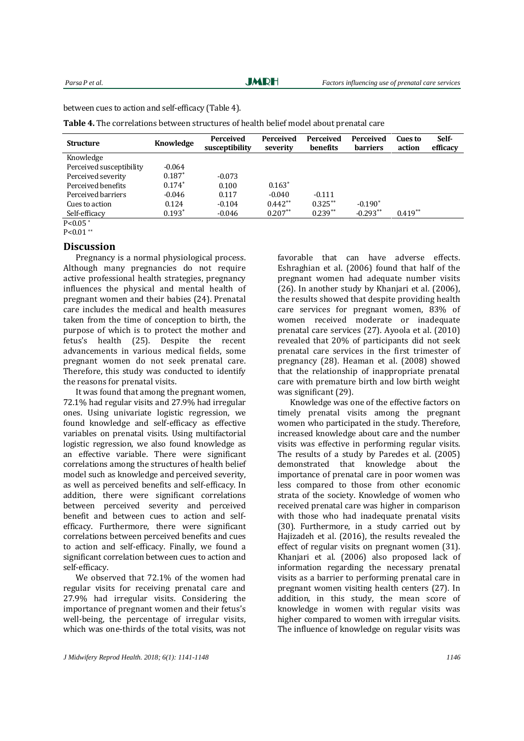between cues to action and self-efficacy (Table 4).

**Table 4.** The correlations between structures of health belief model about prenatal care

| Structure | Knowledge | Perceived susceptibility | Perceived severity | Perceived benefits | Perceived barriers | Cues to action | Self-efficacy |
|---|---|---|---|---|---|---|---|
| Knowledge | | | | | | | |
| Perceived susceptibility | -0.064 | | | | | | |
| Perceived severity | 0.187* | -0.073 | | | | | |
| Perceived benefits | 0.174* | 0.100 | 0.163* | | | | |
| Perceived barriers | -0.046 | 0.117 | -0.040 | -0.111 | | | |
| Cues to action | 0.124 | -0.104 | 0.442** | 0.325** | -0.190* | | |
| Self-efficacy | 0.193* | -0.046 | 0.207** | 0.239** | -0.293** | 0.419** | |

P<0.05 *

P<0.01 **

## Discussion

Pregnancy is a normal physiological process. Although many pregnancies do not require active professional health strategies, pregnancy influences the physical and mental health of pregnant women and their babies (24). Prenatal care includes the medical and health measures taken from the time of conception to birth, the purpose of which is to protect the mother and fetus's health (25). Despite the recent advancements in various medical fields, some pregnant women do not seek prenatal care. Therefore, this study was conducted to identify the reasons for prenatal visits.

It was found that among the pregnant women, 72.1% had regular visits and 27.9% had irregular ones. Using univariate logistic regression, we found knowledge and self-efficacy as effective variables on prenatal visits. Using multifactorial logistic regression, we also found knowledge as an effective variable. There were significant correlations among the structures of health belief model such as knowledge and perceived severity, as well as perceived benefits and self-efficacy. In addition, there were significant correlations between perceived severity and perceived benefit and between cues to action and self-efficacy. Furthermore, there were significant correlations between perceived benefits and cues to action and self-efficacy. Finally, we found a significant correlation between cues to action and self-efficacy.

We observed that 72.1% of the women had regular visits for receiving prenatal care and 27.9% had irregular visits. Considering the importance of pregnant women and their fetus's well-being, the percentage of irregular visits, which was one-thirds of the total visits, was not favorable that can have adverse effects. Eshraghian et al. (2006) found that half of the pregnant women had adequate number visits (26). In another study by Khanjari et al. (2006), the results showed that despite providing health care services for pregnant women, 83% of women received moderate or inadequate prenatal care services (27). Ayoola et al. (2010) revealed that 20% of participants did not seek prenatal care services in the first trimester of pregnancy (28). Heaman et al. (2008) showed that the relationship of inappropriate prenatal care with premature birth and low birth weight was significant (29).

Knowledge was one of the effective factors on timely prenatal visits among the pregnant women who participated in the study. Therefore, increased knowledge about care and the number visits was effective in performing regular visits. The results of a study by Paredes et al. (2005) demonstrated that knowledge about the importance of prenatal care in poor women was less compared to those from other economic strata of the society. Knowledge of women who received prenatal care was higher in comparison with those who had inadequate prenatal visits (30). Furthermore, in a study carried out by Hajizadeh et al. (2016), the results revealed the effect of regular visits on pregnant women (31). Khanjari et al. (2006) also proposed lack of information regarding the necessary prenatal visits as a barrier to performing prenatal care in pregnant women visiting health centers (27). In addition, in this study, the mean score of knowledge in women with regular visits was higher compared to women with irregular visits. The influence of knowledge on regular visits was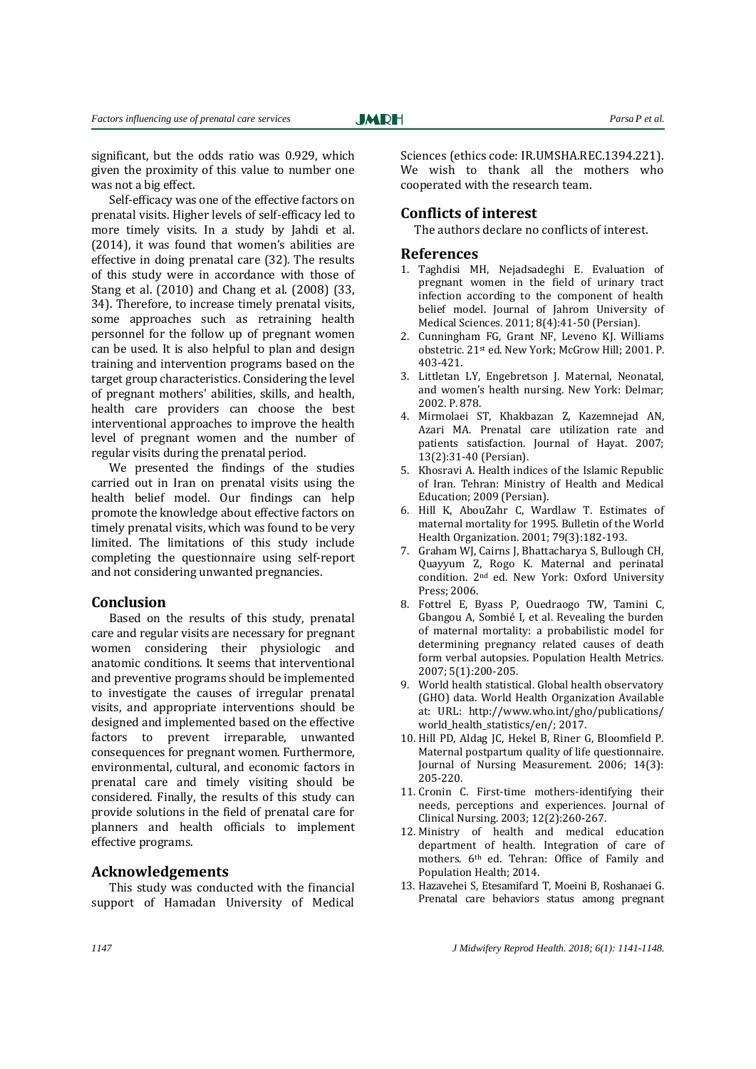significant, but the odds ratio was 0.929, which given the proximity of this value to number one was not a big effect.

Self-efficacy was one of the effective factors on prenatal visits. Higher levels of self-efficacy led to more timely visits. In a study by Jahdi et al. (2014), it was found that women's abilities are effective in doing prenatal care (32). The results of this study were in accordance with those of Stang et al. (2010) and Chang et al. (2008) (33, 34). Therefore, to increase timely prenatal visits, some approaches such as retraining health personnel for the follow up of pregnant women can be used. It is also helpful to plan and design training and intervention programs based on the target group characteristics. Considering the level of pregnant mothers' abilities, skills, and health, health care providers can choose the best interventional approaches to improve the health level of pregnant women and the number of regular visits during the prenatal period.

We presented the findings of the studies carried out in Iran on prenatal visits using the health belief model. Our findings can help promote the knowledge about effective factors on timely prenatal visits, which was found to be very limited. The limitations of this study include completing the questionnaire using self-report and not considering unwanted pregnancies.

## Conclusion

Based on the results of this study, prenatal care and regular visits are necessary for pregnant women considering their physiologic and anatomic conditions. It seems that interventional and preventive programs should be implemented to investigate the causes of irregular prenatal visits, and appropriate interventions should be designed and implemented based on the effective factors to prevent irreparable, unwanted consequences for pregnant women. Furthermore, environmental, cultural, and economic factors in prenatal care and timely visiting should be considered. Finally, the results of this study can provide solutions in the field of prenatal care for planners and health officials to implement effective programs.

## Acknowledgements

This study was conducted with the financial support of Hamadan University of Medical Sciences (ethics code: IR.UMSHA.REC.1394.221). We wish to thank all the mothers who cooperated with the research team.

## Conflicts of interest

The authors declare no conflicts of interest.

## References

1. Taghdisi MH, Nejadsadeghi E. Evaluation of pregnant women in the field of urinary tract infection according to the component of health belief model. Journal of Jahrom University of Medical Sciences. 2011; 8(4):41-50 (Persian).
2. Cunningham FG, Grant NF, Leveno KJ. Williams obstetric. 21st ed. New York; McGrow Hill; 2001. P. 403-421.
3. Littletan LY, Engebretson J. Maternal, Neonatal, and women's health nursing. New York: Delmar; 2002. P. 878.
4. Mirmolaei ST, Khakbazan Z, Kazemnejad AN, Azari MA. Prenatal care utilization rate and patients satisfaction. Journal of Hayat. 2007; 13(2):31-40 (Persian).
5. Khosravi A. Health indices of the Islamic Republic of Iran. Tehran: Ministry of Health and Medical Education; 2009 (Persian).
6. Hill K, AbouZahr C, Wardlaw T. Estimates of maternal mortality for 1995. Bulletin of the World Health Organization. 2001; 79(3):182-193.
7. Graham WJ, Cairns J, Bhattacharya S, Bullough CH, Quayyum Z, Rogo K. Maternal and perinatal condition. 2nd ed. New York: Oxford University Press; 2006.
8. Fottrel E, Byass P, Ouedraogo TW, Tamini C, Gbangou A, Sombié I, et al. Revealing the burden of maternal mortality: a probabilistic model for determining pregnancy related causes of death form verbal autopsies. Population Health Metrics. 2007; 5(1):200-205.
9. World health statistical. Global health observatory (GHO) data. World Health Organization Available at: URL: http://www.who.int/gho/publications/world_health_statistics/en/; 2017.
10. Hill PD, Aldag JC, Hekel B, Riner G, Bloomfield P. Maternal postpartum quality of life questionnaire. Journal of Nursing Measurement. 2006; 14(3): 205-220.
11. Cronin C. First-time mothers-identifying their needs, perceptions and experiences. Journal of Clinical Nursing. 2003; 12(2):260-267.
12. Ministry of health and medical education department of health. Integration of care of mothers. 6th ed. Tehran: Office of Family and Population Health; 2014.
13. Hazavehei S, Etesamifard T, Moeini B, Roshanaei G. Prenatal care behaviors status among pregnant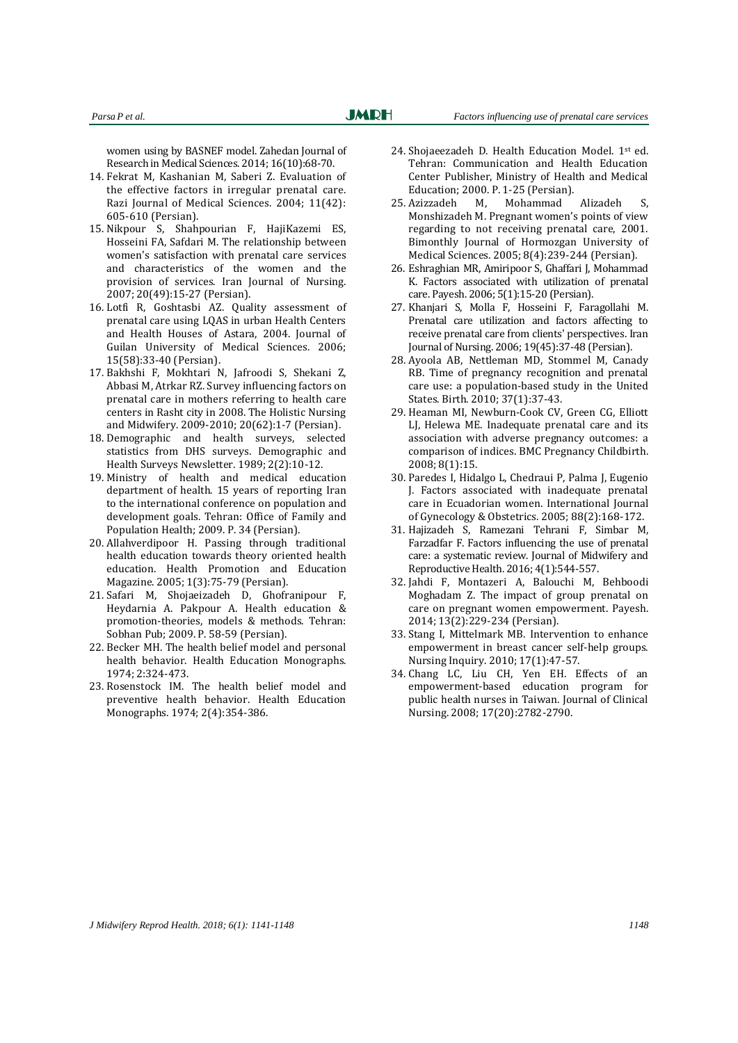women using by BASNEF model. Zahedan Journal of Research in Medical Sciences. 2014; 16(10):68-70.

14. Fekrat M, Kashanian M, Saberi Z. Evaluation of the effective factors in irregular prenatal care. Razi Journal of Medical Sciences. 2004; 11(42): 605-610 (Persian).
15. Nikpour S, Shahpourian F, HajiKazemi ES, Hosseini FA, Safdari M. The relationship between women's satisfaction with prenatal care services and characteristics of the women and the provision of services. Iran Journal of Nursing. 2007; 20(49):15-27 (Persian).
16. Lotfi R, Goshtasbi AZ. Quality assessment of prenatal care using LQAS in urban Health Centers and Health Houses of Astara, 2004. Journal of Guilan University of Medical Sciences. 2006; 15(58):33-40 (Persian).
17. Bakhshi F, Mokhtari N, Jafroodi S, Shekani Z, Abbasi M, Atrkar RZ. Survey influencing factors on prenatal care in mothers referring to health care centers in Rasht city in 2008. The Holistic Nursing and Midwifery. 2009-2010; 20(62):1-7 (Persian).
18. Demographic and health surveys, selected statistics from DHS surveys. Demographic and Health Surveys Newsletter. 1989; 2(2):10-12.
19. Ministry of health and medical education department of health. 15 years of reporting Iran to the international conference on population and development goals. Tehran: Office of Family and Population Health; 2009. P. 34 (Persian).
20. Allahverdipoor H. Passing through traditional health education towards theory oriented health education. Health Promotion and Education Magazine. 2005; 1(3):75-79 (Persian).
21. Safari M, Shojaeizadeh D, Ghofranipour F, Heydarnia A. Pakpour A. Health education & promotion-theories, models & methods. Tehran: Sobhan Pub; 2009. P. 58-59 (Persian).
22. Becker MH. The health belief model and personal health behavior. Health Education Monographs. 1974; 2:324-473.
23. Rosenstock IM. The health belief model and preventive health behavior. Health Education Monographs. 1974; 2(4):354-386.
24. Shojaeezadeh D. Health Education Model. 1st ed. Tehran: Communication and Health Education Center Publisher, Ministry of Health and Medical Education; 2000. P. 1-25 (Persian).
25. Azizzadeh M, Mohammad Alizadeh S, Monshizadeh M. Pregnant women's points of view regarding to not receiving prenatal care, 2001. Bimonthly Journal of Hormozgan University of Medical Sciences. 2005; 8(4):239-244 (Persian).
26. Eshraghian MR, Amiripoor S, Ghaffari J, Mohammad K. Factors associated with utilization of prenatal care. Payesh. 2006; 5(1):15-20 (Persian).
27. Khanjari S, Molla F, Hosseini F, Faragollahi M. Prenatal care utilization and factors affecting to receive prenatal care from clients' perspectives. Iran Journal of Nursing. 2006; 19(45):37-48 (Persian).
28. Ayoola AB, Nettleman MD, Stommel M, Canady RB. Time of pregnancy recognition and prenatal care use: a population-based study in the United States. Birth. 2010; 37(1):37-43.
29. Heaman MI, Newburn-Cook CV, Green CG, Elliott LJ, Helewa ME. Inadequate prenatal care and its association with adverse pregnancy outcomes: a comparison of indices. BMC Pregnancy Childbirth. 2008; 8(1):15.
30. Paredes I, Hidalgo L, Chedraui P, Palma J, Eugenio J. Factors associated with inadequate prenatal care in Ecuadorian women. International Journal of Gynecology & Obstetrics. 2005; 88(2):168-172.
31. Hajizadeh S, Ramezani Tehrani F, Simbar M, Farzadfar F. Factors influencing the use of prenatal care: a systematic review. Journal of Midwifery and Reproductive Health. 2016; 4(1):544-557.
32. Jahdi F, Montazeri A, Balouchi M, Behboodi Moghadam Z. The impact of group prenatal on care on pregnant women empowerment. Payesh. 2014; 13(2):229-234 (Persian).
33. Stang I, Mittelmark MB. Intervention to enhance empowerment in breast cancer self-help groups. Nursing Inquiry. 2010; 17(1):47-57.
34. Chang LC, Liu CH, Yen EH. Effects of an empowerment-based education program for public health nurses in Taiwan. Journal of Clinical Nursing. 2008; 17(20):2782-2790.